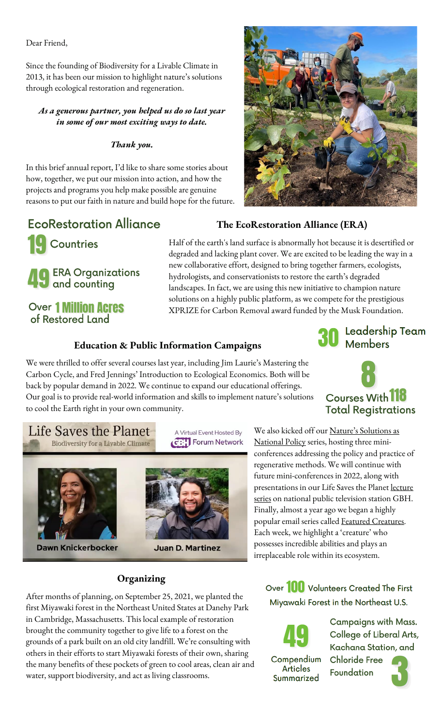Dear Friend,

Since the founding of Biodiversity for a Livable Climate in 2013, it has been our mission to highlight nature's solutions through ecological restoration and regeneration.

***As a generous partner, you helped us do so last year in some of our most exciting ways to date.***

***Thank you.***

In this brief annual report, I'd like to share some stories about how, together, we put our mission into action, and how the projects and programs you help make possible are genuine reasons to put our faith in nature and build hope for the future.

## EcoRestoration Alliance

**19** Countries

**49** ERA Organizations and counting

Over **1 Million Acres** of Restored Land

## The EcoRestoration Alliance (ERA)

Half of the earth's land surface is abnormally hot because it is desertified or degraded and lacking plant cover. We are excited to be leading the way in a new collaborative effort, designed to bring together farmers, ecologists, hydrologists, and conservationists to restore the earth's degraded landscapes. In fact, we are using this new initiative to champion nature solutions on a highly public platform, as we compete for the prestigious XPRIZE for Carbon Removal award funded by the Musk Foundation.

**30** Leadership Team Members

## Education & Public Information Campaigns

We were thrilled to offer several courses last year, including Jim Laurie's Mastering the Carbon Cycle, and Fred Jennings' Introduction to Ecological Economics. Both will be back by popular demand in 2022. We continue to expand our educational offerings. Our goal is to provide real-world information and skills to implement nature's solutions to cool the Earth right in your own community.

**8** Courses With **118** Total Registrations

Life Saves the Planet — Biodiversity for a Livable Climate — A Virtual Event Hosted By GBH Forum Network

Dawn Knickerbocker — Juan D. Martinez

We also kicked off our Nature's Solutions as National Policy series, hosting three mini-conferences addressing the policy and practice of regenerative methods. We will continue with future mini-conferences in 2022, along with presentations in our Life Saves the Planet lecture series on national public television station GBH. Finally, almost a year ago we began a highly popular email series called Featured Creatures. Each week, we highlight a 'creature' who possesses incredible abilities and plays an irreplaceable role within its ecosystem.

## Organizing

After months of planning, on September 25, 2021, we planted the first Miyawaki forest in the Northeast United States at Danehy Park in Cambridge, Massachusetts. This local example of restoration brought the community together to give life to a forest on the grounds of a park built on an old city landfill. We're consulting with others in their efforts to start Miyawaki forests of their own, sharing the many benefits of these pockets of green to cool areas, clean air and water, support biodiversity, and act as living classrooms.

Over **100** Volunteers Created The First Miyawaki Forest in the Northeast U.S.

**49** Compendium Articles Summarized

**3** Campaigns with Mass. College of Liberal Arts, Kachana Station, and Chloride Free Foundation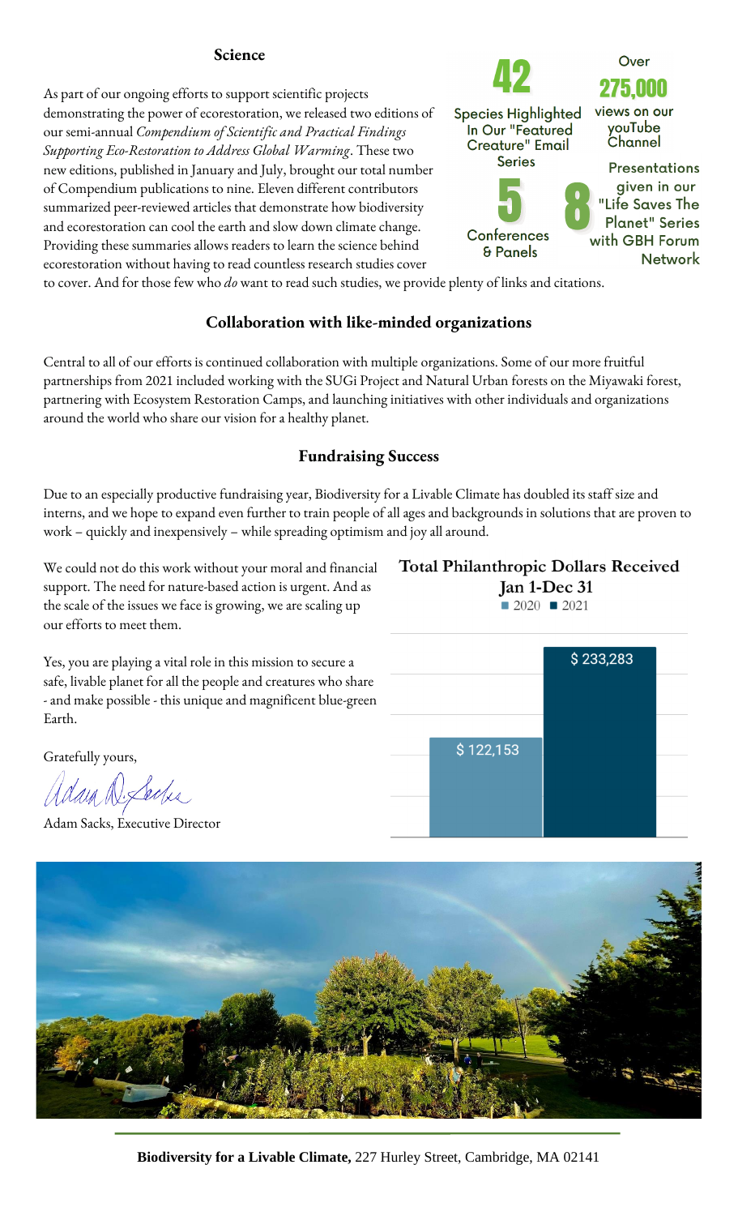### Science

As part of our ongoing efforts to support scientific projects demonstrating the power of ecorestoration, we released two editions of our semi-annual *Compendium of Scientific and Practical Findings Supporting Eco-Restoration to Address Global Warming*. These two new editions, published in January and July, brought our total number of Compendium publications to nine. Eleven different contributors summarized peer-reviewed articles that demonstrate how biodiversity and ecorestoration can cool the earth and slow down climate change. Providing these summaries allows readers to learn the science behind ecorestoration without having to read countless research studies cover to cover. And for those few who *do* want to read such studies, we provide plenty of links and citations.

**42** Species Highlighted In Our "Featured Creature" Email Series

Over **275,000** views on our youTube Channel

**5** Conferences & Panels

**8** Presentations given in our "Life Saves The Planet" Series with GBH Forum Network

### Collaboration with like-minded organizations

Central to all of our efforts is continued collaboration with multiple organizations. Some of our more fruitful partnerships from 2021 included working with the SUGi Project and Natural Urban forests on the Miyawaki forest, partnering with Ecosystem Restoration Camps, and launching initiatives with other individuals and organizations around the world who share our vision for a healthy planet.

### Fundraising Success

Due to an especially productive fundraising year, Biodiversity for a Livable Climate has doubled its staff size and interns, and we hope to expand even further to train people of all ages and backgrounds in solutions that are proven to work – quickly and inexpensively – while spreading optimism and joy all around.

We could not do this work without your moral and financial support. The need for nature-based action is urgent. And as the scale of the issues we face is growing, we are scaling up our efforts to meet them.

Yes, you are playing a vital role in this mission to secure a safe, livable planet for all the people and creatures who share - and make possible - this unique and magnificent blue-green Earth.

Gratefully yours,

Adam Sacks, Executive Director

**Total Philanthropic Dollars Received Jan 1-Dec 31**

2020 2021

$ 122,153

$ 233,283

**Biodiversity for a Livable Climate,** 227 Hurley Street, Cambridge, MA 02141